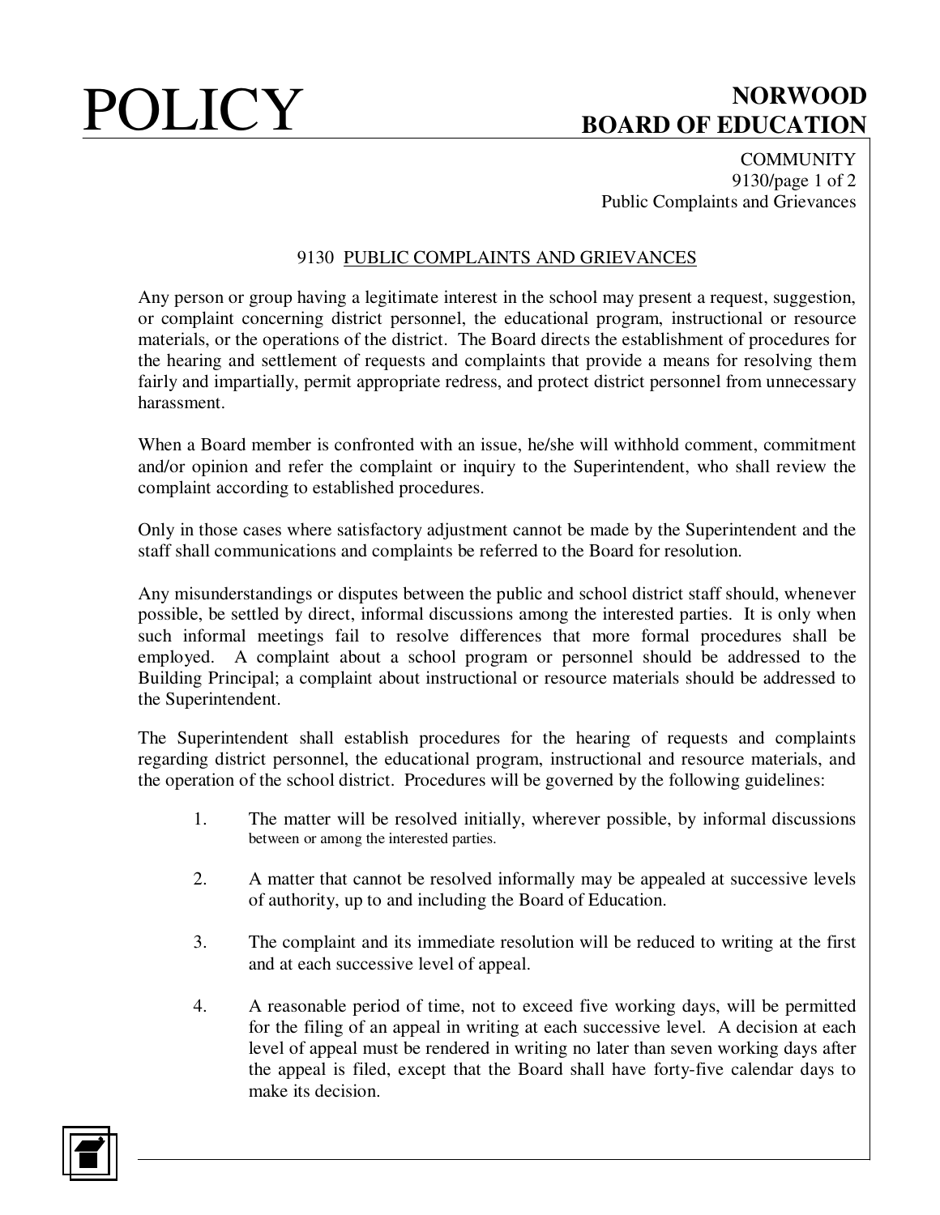# 9130 PUBLIC COMPLAINTS AND GRIEVANCES

Any person or group having a legitimate interest in the school may present a request, suggestion, or complaint concerning district personnel, the educational program, instructional or resource materials, or the operations of the district. The Board directs the establishment of procedures for the hearing and settlement of requests and complaints that provide a means for resolving them fairly and impartially, permit appropriate redress, and protect district personnel from unnecessary harassment.

When a Board member is confronted with an issue, he/she will withhold comment, commitment and/or opinion and refer the complaint or inquiry to the Superintendent, who shall review the complaint according to established procedures.

Only in those cases where satisfactory adjustment cannot be made by the Superintendent and the staff shall communications and complaints be referred to the Board for resolution.

Any misunderstandings or disputes between the public and school district staff should, whenever possible, be settled by direct, informal discussions among the interested parties. It is only when such informal meetings fail to resolve differences that more formal procedures shall be employed. A complaint about a school program or personnel should be addressed to the Building Principal; a complaint about instructional or resource materials should be addressed to the Superintendent.

The Superintendent shall establish procedures for the hearing of requests and complaints regarding district personnel, the educational program, instructional and resource materials, and the operation of the school district. Procedures will be governed by the following guidelines:

1. The matter will be resolved initially, wherever possible, by informal discussions between or among the interested parties.

2. A matter that cannot be resolved informally may be appealed at successive levels of authority, up to and including the Board of Education.

3. The complaint and its immediate resolution will be reduced to writing at the first and at each successive level of appeal.

4. A reasonable period of time, not to exceed five working days, will be permitted for the filing of an appeal in writing at each successive level. A decision at each level of appeal must be rendered in writing no later than seven working days after the appeal is filed, except that the Board shall have forty-five calendar days to make its decision.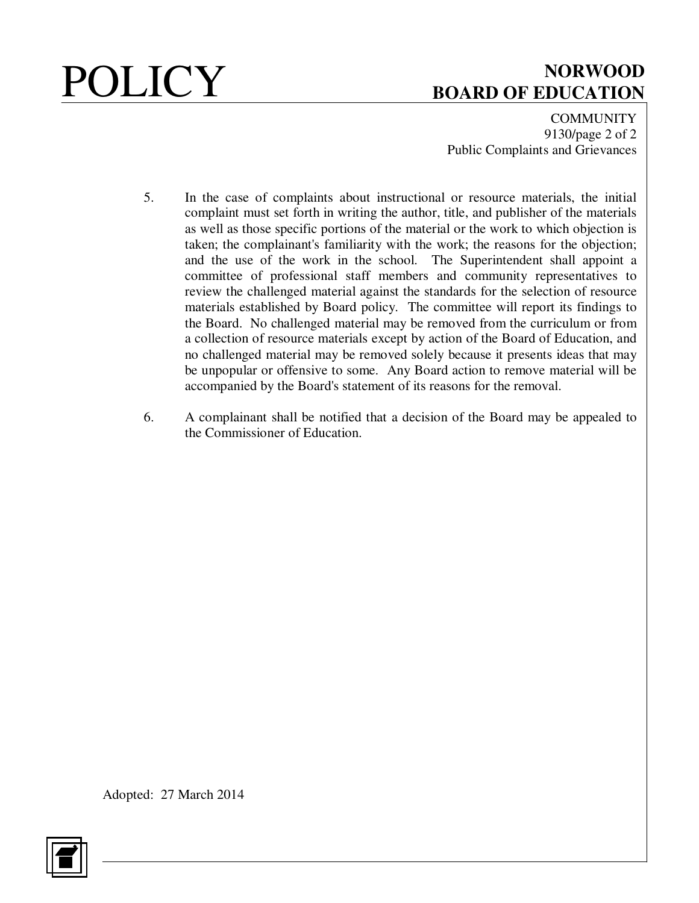5. In the case of complaints about instructional or resource materials, the initial complaint must set forth in writing the author, title, and publisher of the materials as well as those specific portions of the material or the work to which objection is taken; the complainant's familiarity with the work; the reasons for the objection; and the use of the work in the school. The Superintendent shall appoint a committee of professional staff members and community representatives to review the challenged material against the standards for the selection of resource materials established by Board policy. The committee will report its findings to the Board. No challenged material may be removed from the curriculum or from a collection of resource materials except by action of the Board of Education, and no challenged material may be removed solely because it presents ideas that may be unpopular or offensive to some. Any Board action to remove material will be accompanied by the Board's statement of its reasons for the removal.

6. A complainant shall be notified that a decision of the Board may be appealed to the Commissioner of Education.

Adopted: 27 March 2014